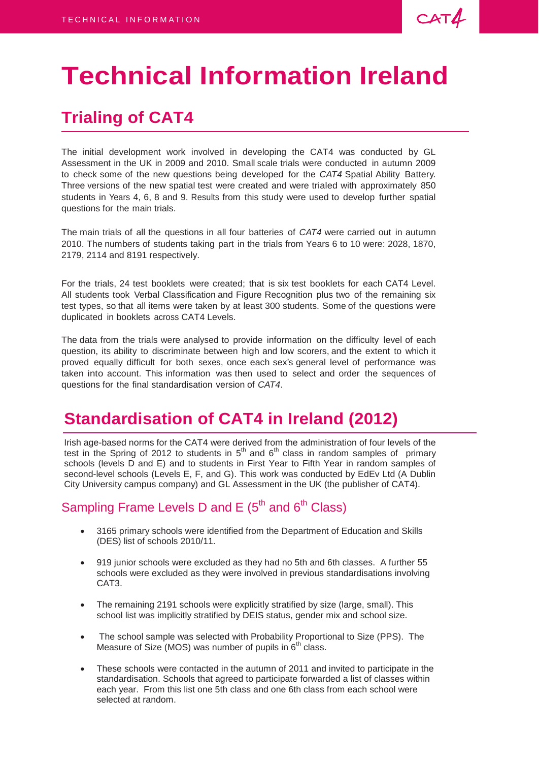# Technical Information Ireland

## Trialing of CAT4

The initial development work involved in developing the CAT4 was conducted by GL Assessment in the UK in 2009 and 2010. Small scale trials were conducted in autumn 2009 to check some of the new questions being developed for the *CAT4* Spatial Ability Battery. Three versions of the new spatial test were created and were trialed with approximately 850 students in Years 4, 6, 8 and 9. Results from this study were used to develop further spatial questions for the main trials.

The main trials of all the questions in all four batteries of *CAT4* were carried out in autumn 2010. The numbers of students taking part in the trials from Years 6 to 10 were: 2028, 1870, 2179, 2114 and 8191 respectively.

For the trials, 24 test booklets were created; that is six test booklets for each CAT4 Level. All students took Verbal Classification and Figure Recognition plus two of the remaining six test types, so that all items were taken by at least 300 students. Some of the questions were duplicated in booklets across CAT4 Levels.

The data from the trials were analysed to provide information on the difficulty level of each question, its ability to discriminate between high and low scorers, and the extent to which it proved equally difficult for both sexes, once each sex's general level of performance was taken into account. This information was then used to select and order the sequences of questions for the final standardisation version of *CAT4*.

## Standardisation of CAT4 in Ireland (2012)

Irish age-based norms for the CAT4 were derived from the administration of four levels of the test in the Spring of 2012 to students in 5th and 6th class in random samples of primary schools (levels D and E) and to students in First Year to Fifth Year in random samples of second-level schools (Levels E, F, and G). This work was conducted by EdEv Ltd (A Dublin City University campus company) and GL Assessment in the UK (the publisher of CAT4).

### Sampling Frame Levels D and E (5th and 6th Class)

- 3165 primary schools were identified from the Department of Education and Skills (DES) list of schools 2010/11.
- 919 junior schools were excluded as they had no 5th and 6th classes. A further 55 schools were excluded as they were involved in previous standardisations involving CAT3.
- The remaining 2191 schools were explicitly stratified by size (large, small). This school list was implicitly stratified by DEIS status, gender mix and school size.
- The school sample was selected with Probability Proportional to Size (PPS). The Measure of Size (MOS) was number of pupils in 6th class.
- These schools were contacted in the autumn of 2011 and invited to participate in the standardisation. Schools that agreed to participate forwarded a list of classes within each year. From this list one 5th class and one 6th class from each school were selected at random.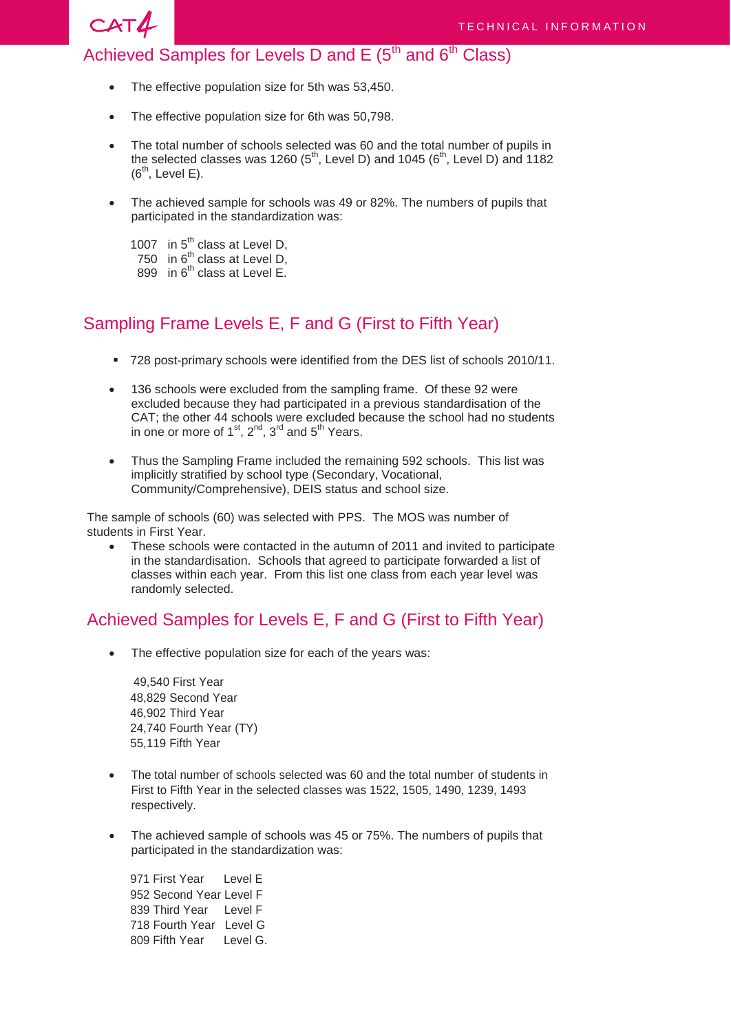## Achieved Samples for Levels D and E (5th and 6th Class)

- The effective population size for 5th was 53,450.
- The effective population size for 6th was 50,798.
- The total number of schools selected was 60 and the total number of pupils in the selected classes was 1260 (5th, Level D) and 1045 (6th, Level D) and 1182 (6th, Level E).
- The achieved sample for schools was 49 or 82%. The numbers of pupils that participated in the standardization was:

  1007 in 5th class at Level D,
  750 in 6th class at Level D,
  899 in 6th class at Level E.

## Sampling Frame Levels E, F and G (First to Fifth Year)

- 728 post-primary schools were identified from the DES list of schools 2010/11.
- 136 schools were excluded from the sampling frame. Of these 92 were excluded because they had participated in a previous standardisation of the CAT; the other 44 schools were excluded because the school had no students in one or more of 1st, 2nd, 3rd and 5th Years.
- Thus the Sampling Frame included the remaining 592 schools. This list was implicitly stratified by school type (Secondary, Vocational, Community/Comprehensive), DEIS status and school size.

The sample of schools (60) was selected with PPS. The MOS was number of students in First Year.

- These schools were contacted in the autumn of 2011 and invited to participate in the standardisation. Schools that agreed to participate forwarded a list of classes within each year. From this list one class from each year level was randomly selected.

## Achieved Samples for Levels E, F and G (First to Fifth Year)

- The effective population size for each of the years was:

  49,540 First Year
  48,829 Second Year
  46,902 Third Year
  24,740 Fourth Year (TY)
  55,119 Fifth Year

- The total number of schools selected was 60 and the total number of students in First to Fifth Year in the selected classes was 1522, 1505, 1490, 1239, 1493 respectively.
- The achieved sample of schools was 45 or 75%. The numbers of pupils that participated in the standardization was:

  971 First Year Level E
  952 Second Year Level F
  839 Third Year Level F
  718 Fourth Year Level G
  809 Fifth Year Level G.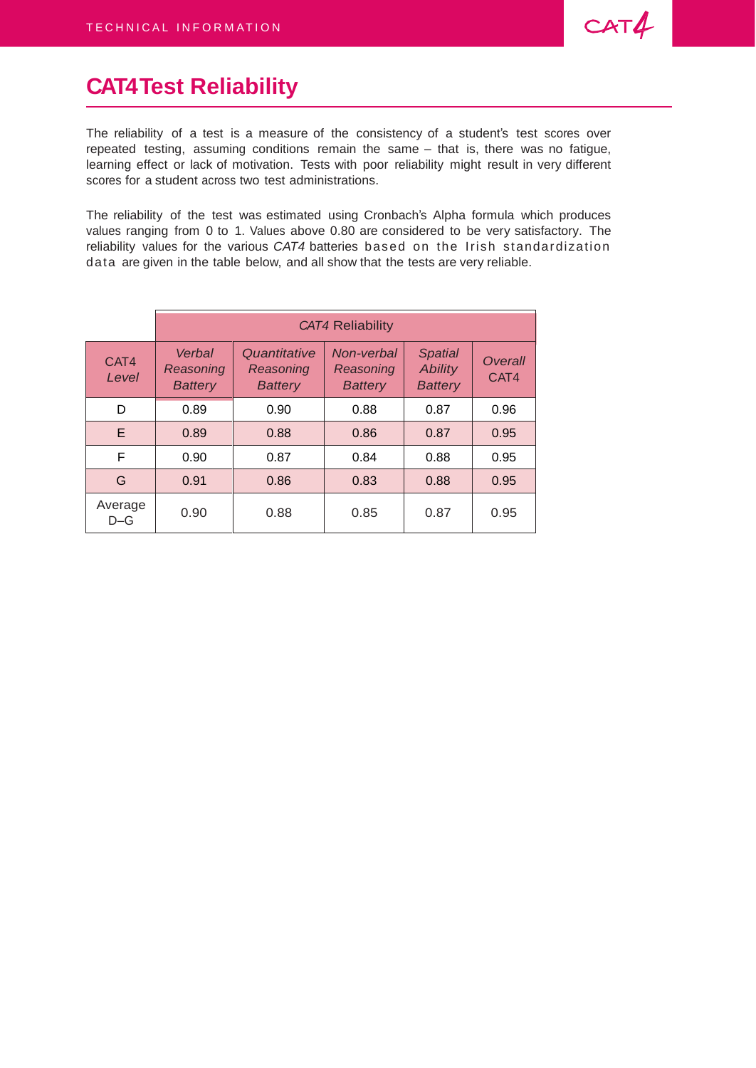# CAT4 Test Reliability

The reliability of a test is a measure of the consistency of a student's test scores over repeated testing, assuming conditions remain the same – that is, there was no fatigue, learning effect or lack of motivation. Tests with poor reliability might result in very different scores for a student across two test administrations.

The reliability of the test was estimated using Cronbach's Alpha formula which produces values ranging from 0 to 1. Values above 0.80 are considered to be very satisfactory. The reliability values for the various *CAT4* batteries based on the Irish standardization data are given in the table below, and all show that the tests are very reliable.

| | *CAT4* Reliability | | | | |
|---|---|---|---|---|---|
| CAT4 *Level* | *Verbal Reasoning Battery* | *Quantitative Reasoning Battery* | *Non-verbal Reasoning Battery* | *Spatial Ability Battery* | *Overall* CAT4 |
| D | 0.89 | 0.90 | 0.88 | 0.87 | 0.96 |
| E | 0.89 | 0.88 | 0.86 | 0.87 | 0.95 |
| F | 0.90 | 0.87 | 0.84 | 0.88 | 0.95 |
| G | 0.91 | 0.86 | 0.83 | 0.88 | 0.95 |
| Average D–G | 0.90 | 0.88 | 0.85 | 0.87 | 0.95 |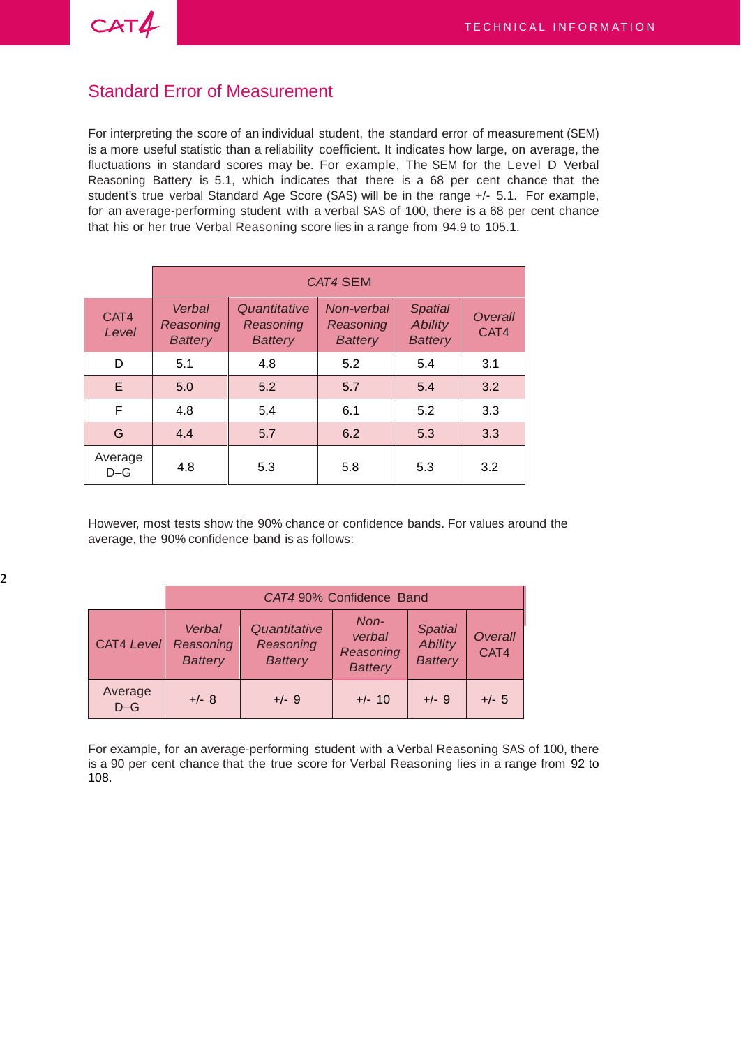## Standard Error of Measurement

For interpreting the score of an individual student, the standard error of measurement (SEM) is a more useful statistic than a reliability coefficient. It indicates how large, on average, the fluctuations in standard scores may be. For example, The SEM for the Level D Verbal Reasoning Battery is 5.1, which indicates that there is a 68 per cent chance that the student's true verbal Standard Age Score (SAS) will be in the range +/- 5.1. For example, for an average-performing student with a verbal SAS of 100, there is a 68 per cent chance that his or her true Verbal Reasoning score lies in a range from 94.9 to 105.1.

| | *CAT4* SEM | | | | |
|---|---|---|---|---|---|
| CAT4 *Level* | *Verbal Reasoning Battery* | *Quantitative Reasoning Battery* | *Non-verbal Reasoning Battery* | *Spatial Ability Battery* | *Overall* CAT4 |
| D | 5.1 | 4.8 | 5.2 | 5.4 | 3.1 |
| E | 5.0 | 5.2 | 5.7 | 5.4 | 3.2 |
| F | 4.8 | 5.4 | 6.1 | 5.2 | 3.3 |
| G | 4.4 | 5.7 | 6.2 | 5.3 | 3.3 |
| Average D–G | 4.8 | 5.3 | 5.8 | 5.3 | 3.2 |

However, most tests show the 90% chance or confidence bands. For values around the average, the 90% confidence band is as follows:

| | *CAT4* 90% Confidence Band | | | | |
|---|---|---|---|---|---|
| CAT4 Level | *Verbal Reasoning Battery* | *Quantitative Reasoning Battery* | *Non-verbal Reasoning Battery* | *Spatial Ability Battery* | *Overall* CAT4 |
| Average D–G | +/- 8 | +/- 9 | +/- 10 | +/- 9 | +/- 5 |

For example, for an average-performing student with a Verbal Reasoning SAS of 100, there is a 90 per cent chance that the true score for Verbal Reasoning lies in a range from 92 to 108.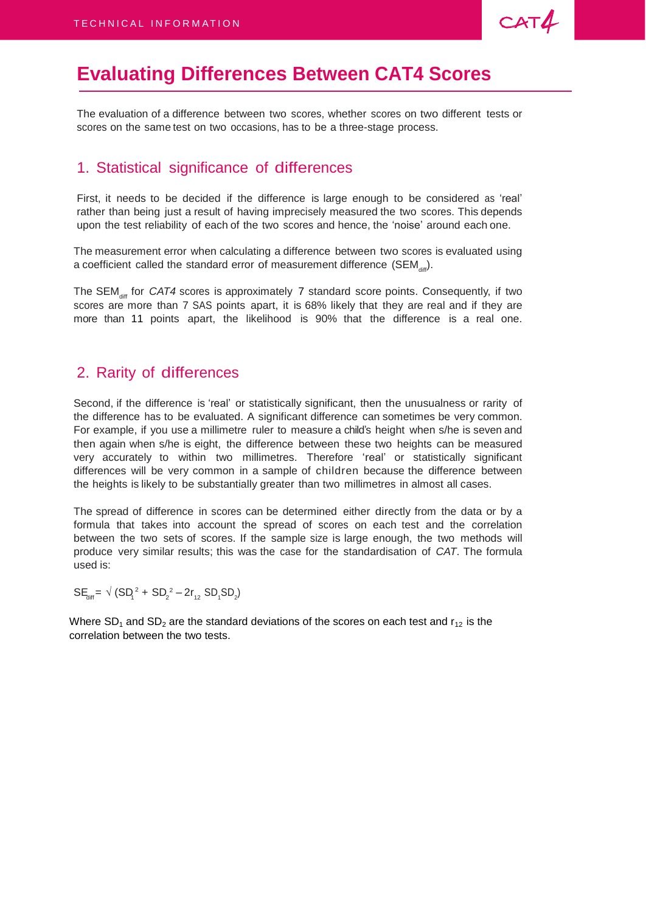# Evaluating Differences Between CAT4 Scores

The evaluation of a difference between two scores, whether scores on two different tests or scores on the same test on two occasions, has to be a three-stage process.

## 1. Statistical significance of differences

First, it needs to be decided if the difference is large enough to be considered as 'real' rather than being just a result of having imprecisely measured the two scores. This depends upon the test reliability of each of the two scores and hence, the 'noise' around each one.

The measurement error when calculating a difference between two scores is evaluated using a coefficient called the standard error of measurement difference ($SEM_{diff}$).

The $SEM_{diff}$ for *CAT4* scores is approximately 7 standard score points. Consequently, if two scores are more than 7 SAS points apart, it is 68% likely that they are real and if they are more than 11 points apart, the likelihood is 90% that the difference is a real one.

## 2. Rarity of differences

Second, if the difference is 'real' or statistically significant, then the unusualness or rarity of the difference has to be evaluated. A significant difference can sometimes be very common. For example, if you use a millimetre ruler to measure a child's height when s/he is seven and then again when s/he is eight, the difference between these two heights can be measured very accurately to within two millimetres. Therefore 'real' or statistically significant differences will be very common in a sample of children because the difference between the heights is likely to be substantially greater than two millimetres in almost all cases.

The spread of difference in scores can be determined either directly from the data or by a formula that takes into account the spread of scores on each test and the correlation between the two sets of scores. If the sample size is large enough, the two methods will produce very similar results; this was the case for the standardisation of *CAT*. The formula used is:

$$SE_{diff} = \sqrt{(SD_1^2 + SD_2^2 - 2r_{12}\, SD_1 SD_2)}$$

Where $SD_1$ and $SD_2$ are the standard deviations of the scores on each test and $r_{12}$ is the correlation between the two tests.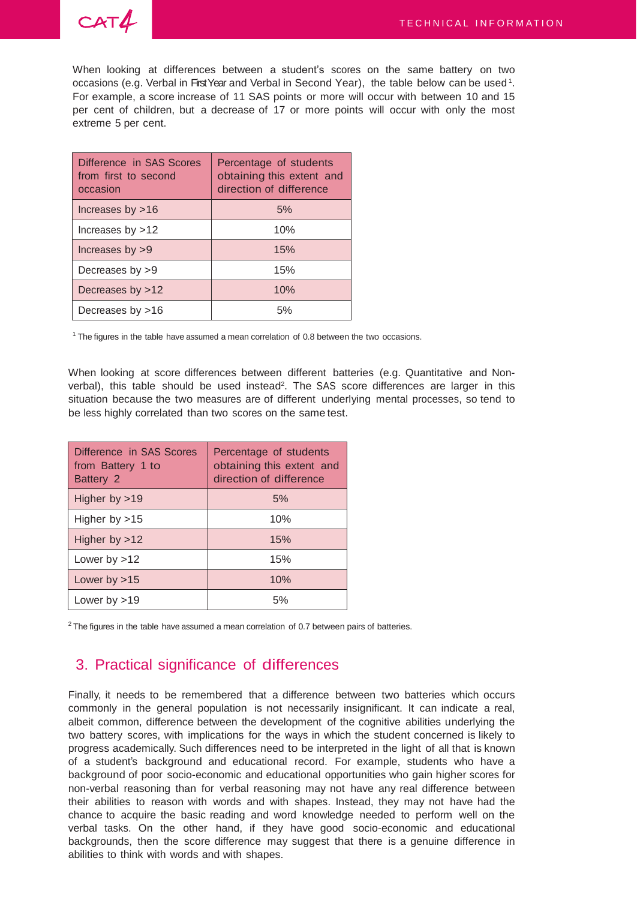When looking at differences between a student's scores on the same battery on two occasions (e.g. Verbal in First Year and Verbal in Second Year), the table below can be used[1]. For example, a score increase of 11 SAS points or more will occur with between 10 and 15 per cent of children, but a decrease of 17 or more points will occur with only the most extreme 5 per cent.

| Difference in SAS Scores from first to second occasion | Percentage of students obtaining this extent and direction of difference |
|---|---|
| Increases by >16 | 5% |
| Increases by >12 | 10% |
| Increases by >9 | 15% |
| Decreases by >9 | 15% |
| Decreases by >12 | 10% |
| Decreases by >16 | 5% |

[1] The figures in the table have assumed a mean correlation of 0.8 between the two occasions.

When looking at score differences between different batteries (e.g. Quantitative and Non-verbal), this table should be used instead[2]. The SAS score differences are larger in this situation because the two measures are of different underlying mental processes, so tend to be less highly correlated than two scores on the same test.

| Difference in SAS Scores from Battery 1 to Battery 2 | Percentage of students obtaining this extent and direction of difference |
|---|---|
| Higher by >19 | 5% |
| Higher by >15 | 10% |
| Higher by >12 | 15% |
| Lower by >12 | 15% |
| Lower by >15 | 10% |
| Lower by >19 | 5% |

[2] The figures in the table have assumed a mean correlation of 0.7 between pairs of batteries.

## 3. Practical significance of differences

Finally, it needs to be remembered that a difference between two batteries which occurs commonly in the general population is not necessarily insignificant. It can indicate a real, albeit common, difference between the development of the cognitive abilities underlying the two battery scores, with implications for the ways in which the student concerned is likely to progress academically. Such differences need to be interpreted in the light of all that is known of a student's background and educational record. For example, students who have a background of poor socio-economic and educational opportunities who gain higher scores for non-verbal reasoning than for verbal reasoning may not have any real difference between their abilities to reason with words and with shapes. Instead, they may not have had the chance to acquire the basic reading and word knowledge needed to perform well on the verbal tasks. On the other hand, if they have good socio-economic and educational backgrounds, then the score difference may suggest that there is a genuine difference in abilities to think with words and with shapes.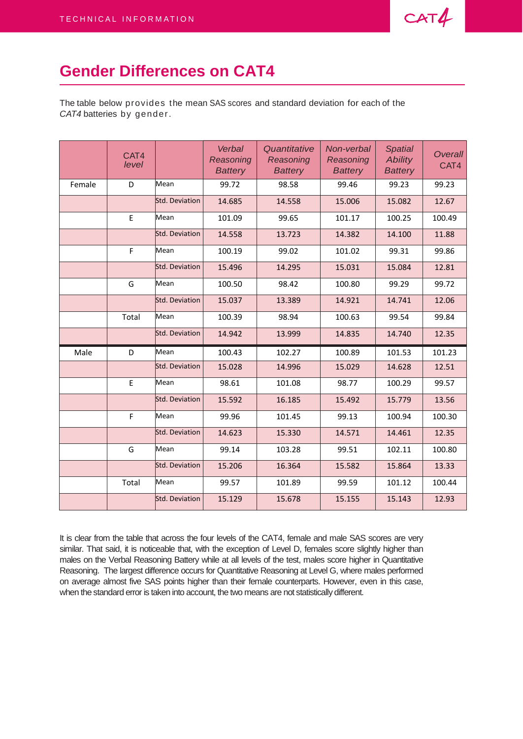## Gender Differences on CAT4

The table below provides the mean SAS scores and standard deviation for each of the *CAT4* batteries by gender.

| | *CAT4 level* | | *Verbal Reasoning Battery* | *Quantitative Reasoning Battery* | *Non-verbal Reasoning Battery* | *Spatial Ability Battery* | *Overall CAT4* |
|---|---|---|---|---|---|---|---|
| Female | D | Mean | 99.72 | 98.58 | 99.46 | 99.23 | 99.23 |
| | | Std. Deviation | 14.685 | 14.558 | 15.006 | 15.082 | 12.67 |
| | E | Mean | 101.09 | 99.65 | 101.17 | 100.25 | 100.49 |
| | | Std. Deviation | 14.558 | 13.723 | 14.382 | 14.100 | 11.88 |
| | F | Mean | 100.19 | 99.02 | 101.02 | 99.31 | 99.86 |
| | | Std. Deviation | 15.496 | 14.295 | 15.031 | 15.084 | 12.81 |
| | G | Mean | 100.50 | 98.42 | 100.80 | 99.29 | 99.72 |
| | | Std. Deviation | 15.037 | 13.389 | 14.921 | 14.741 | 12.06 |
| | Total | Mean | 100.39 | 98.94 | 100.63 | 99.54 | 99.84 |
| | | Std. Deviation | 14.942 | 13.999 | 14.835 | 14.740 | 12.35 |
| Male | D | Mean | 100.43 | 102.27 | 100.89 | 101.53 | 101.23 |
| | | Std. Deviation | 15.028 | 14.996 | 15.029 | 14.628 | 12.51 |
| | E | Mean | 98.61 | 101.08 | 98.77 | 100.29 | 99.57 |
| | | Std. Deviation | 15.592 | 16.185 | 15.492 | 15.779 | 13.56 |
| | F | Mean | 99.96 | 101.45 | 99.13 | 100.94 | 100.30 |
| | | Std. Deviation | 14.623 | 15.330 | 14.571 | 14.461 | 12.35 |
| | G | Mean | 99.14 | 103.28 | 99.51 | 102.11 | 100.80 |
| | | Std. Deviation | 15.206 | 16.364 | 15.582 | 15.864 | 13.33 |
| | Total | Mean | 99.57 | 101.89 | 99.59 | 101.12 | 100.44 |
| | | Std. Deviation | 15.129 | 15.678 | 15.155 | 15.143 | 12.93 |

It is clear from the table that across the four levels of the CAT4, female and male SAS scores are very similar. That said, it is noticeable that, with the exception of Level D, females score slightly higher than males on the Verbal Reasoning Battery while at all levels of the test, males score higher in Quantitative Reasoning. The largest difference occurs for Quantitative Reasoning at Level G, where males performed on average almost five SAS points higher than their female counterparts. However, even in this case, when the standard error is taken into account, the two means are not statistically different.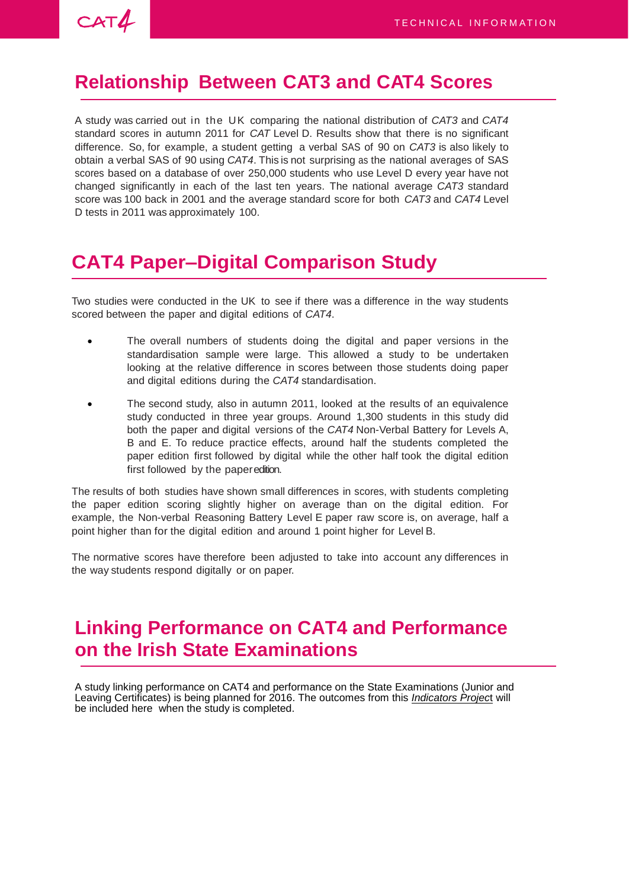## Relationship Between CAT3 and CAT4 Scores

A study was carried out in the UK comparing the national distribution of *CAT3* and *CAT4* standard scores in autumn 2011 for *CAT* Level D. Results show that there is no significant difference. So, for example, a student getting a verbal SAS of 90 on *CAT3* is also likely to obtain a verbal SAS of 90 using *CAT4*. This is not surprising as the national averages of SAS scores based on a database of over 250,000 students who use Level D every year have not changed significantly in each of the last ten years. The national average *CAT3* standard score was 100 back in 2001 and the average standard score for both *CAT3* and *CAT4* Level D tests in 2011 was approximately 100.

## CAT4 Paper–Digital Comparison Study

Two studies were conducted in the UK to see if there was a difference in the way students scored between the paper and digital editions of *CAT4*.

- The overall numbers of students doing the digital and paper versions in the standardisation sample were large. This allowed a study to be undertaken looking at the relative difference in scores between those students doing paper and digital editions during the *CAT4* standardisation.
- The second study, also in autumn 2011, looked at the results of an equivalence study conducted in three year groups. Around 1,300 students in this study did both the paper and digital versions of the *CAT4* Non-Verbal Battery for Levels A, B and E. To reduce practice effects, around half the students completed the paper edition first followed by digital while the other half took the digital edition first followed by the paper edition.

The results of both studies have shown small differences in scores, with students completing the paper edition scoring slightly higher on average than on the digital edition. For example, the Non-verbal Reasoning Battery Level E paper raw score is, on average, half a point higher than for the digital edition and around 1 point higher for Level B.

The normative scores have therefore been adjusted to take into account any differences in the way students respond digitally or on paper.

## Linking Performance on CAT4 and Performance on the Irish State Examinations

A study linking performance on CAT4 and performance on the State Examinations (Junior and Leaving Certificates) is being planned for 2016. The outcomes from this *Indicators Project* will be included here when the study is completed.